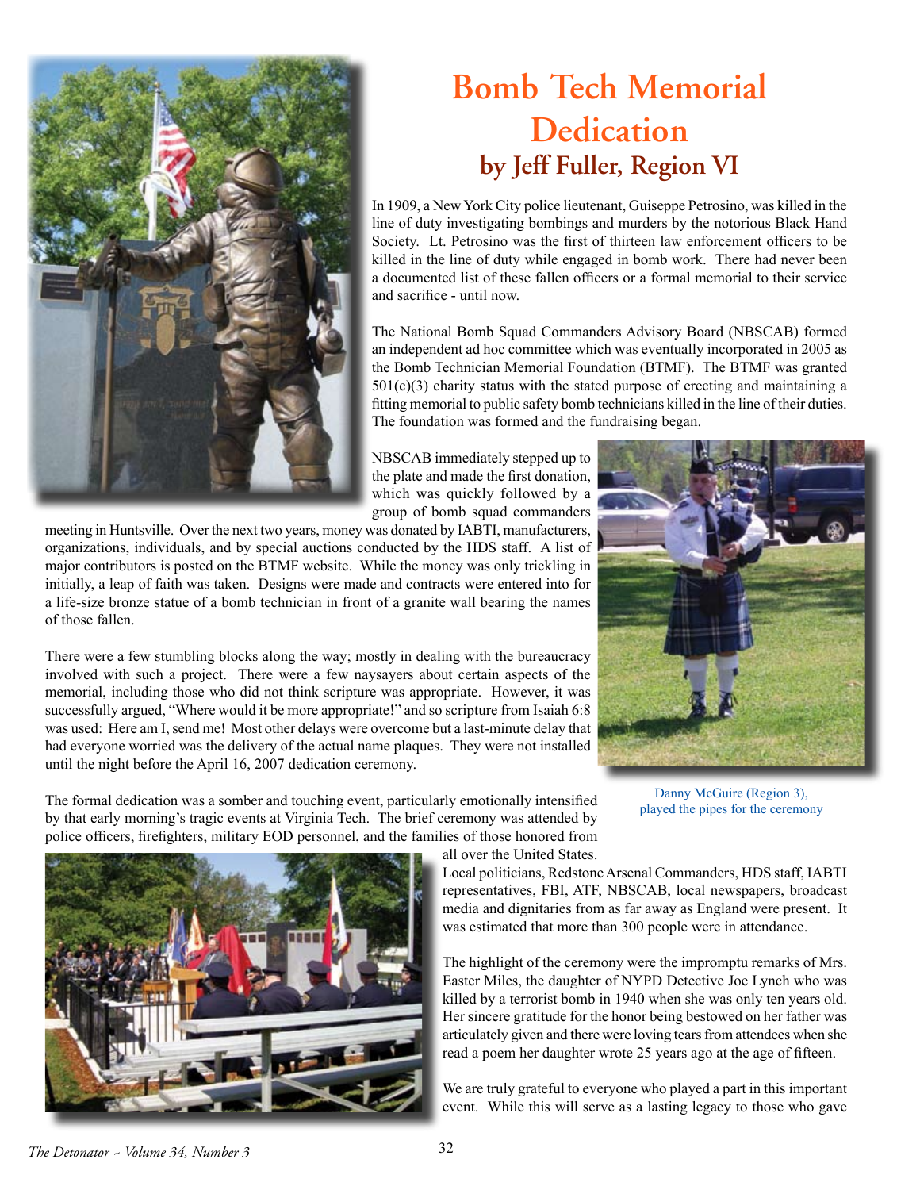# Bomb Tech Memorial Dedication

## by Jeff Fuller, Region VI

In 1909, a New York City police lieutenant, Guiseppe Petrosino, was killed in the line of duty investigating bombings and murders by the notorious Black Hand Society. Lt. Petrosino was the first of thirteen law enforcement officers to be killed in the line of duty while engaged in bomb work. There had never been a documented list of these fallen officers or a formal memorial to their service and sacrifice - until now.

The National Bomb Squad Commanders Advisory Board (NBSCAB) formed an independent ad hoc committee which was eventually incorporated in 2005 as the Bomb Technician Memorial Foundation (BTMF). The BTMF was granted 501(c)(3) charity status with the stated purpose of erecting and maintaining a fitting memorial to public safety bomb technicians killed in the line of their duties. The foundation was formed and the fundraising began.

NBSCAB immediately stepped up to the plate and made the first donation, which was quickly followed by a group of bomb squad commanders meeting in Huntsville. Over the next two years, money was donated by IABTI, manufacturers, organizations, individuals, and by special auctions conducted by the HDS staff. A list of major contributors is posted on the BTMF website. While the money was only trickling in initially, a leap of faith was taken. Designs were made and contracts were entered into for a life-size bronze statue of a bomb technician in front of a granite wall bearing the names of those fallen.

There were a few stumbling blocks along the way; mostly in dealing with the bureaucracy involved with such a project. There were a few naysayers about certain aspects of the memorial, including those who did not think scripture was appropriate. However, it was successfully argued, "Where would it be more appropriate!" and so scripture from Isaiah 6:8 was used: Here am I, send me! Most other delays were overcome but a last-minute delay that had everyone worried was the delivery of the actual name plaques. They were not installed until the night before the April 16, 2007 dedication ceremony.

Danny McGuire (Region 3), played the pipes for the ceremony

The formal dedication was a somber and touching event, particularly emotionally intensified by that early morning's tragic events at Virginia Tech. The brief ceremony was attended by police officers, firefighters, military EOD personnel, and the families of those honored from all over the United States. Local politicians, Redstone Arsenal Commanders, HDS staff, IABTI representatives, FBI, ATF, NBSCAB, local newspapers, broadcast media and dignitaries from as far away as England were present. It was estimated that more than 300 people were in attendance.

The highlight of the ceremony were the impromptu remarks of Mrs. Easter Miles, the daughter of NYPD Detective Joe Lynch who was killed by a terrorist bomb in 1940 when she was only ten years old. Her sincere gratitude for the honor being bestowed on her father was articulately given and there were loving tears from attendees when she read a poem her daughter wrote 25 years ago at the age of fifteen.

We are truly grateful to everyone who played a part in this important event. While this will serve as a lasting legacy to those who gave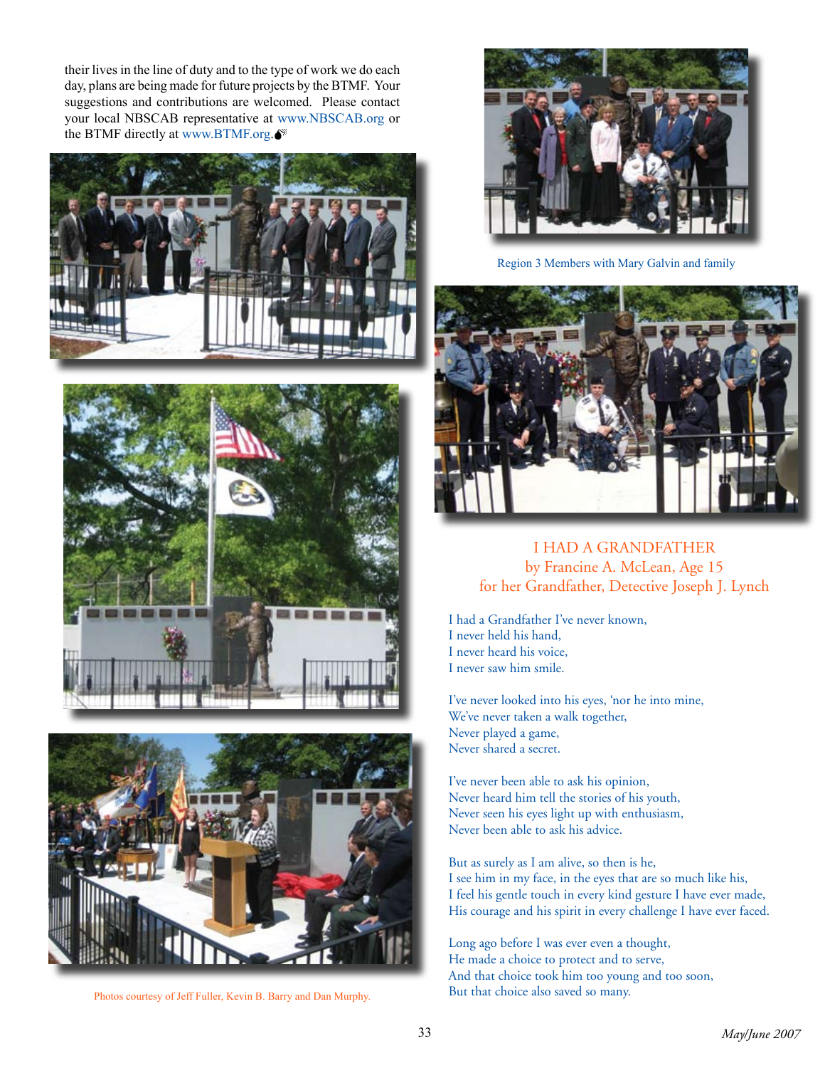their lives in the line of duty and to the type of work we do each day, plans are being made for future projects by the BTMF. Your suggestions and contributions are welcomed. Please contact your local NBSCAB representative at www.NBSCAB.org or the BTMF directly at www.BTMF.org.

Region 3 Members with Mary Galvin and family

Photos courtesy of Jeff Fuller, Kevin B. Barry and Dan Murphy.

## I HAD A GRANDFATHER

### by Francine A. McLean, Age 15
### for her Grandfather, Detective Joseph J. Lynch

I had a Grandfather I've never known,
I never held his hand,
I never heard his voice,
I never saw him smile.

I've never looked into his eyes, 'nor he into mine,
We've never taken a walk together,
Never played a game,
Never shared a secret.

I've never been able to ask his opinion,
Never heard him tell the stories of his youth,
Never seen his eyes light up with enthusiasm,
Never been able to ask his advice.

But as surely as I am alive, so then is he,
I see him in my face, in the eyes that are so much like his,
I feel his gentle touch in every kind gesture I have ever made,
His courage and his spirit in every challenge I have ever faced.

Long ago before I was ever even a thought,
He made a choice to protect and to serve,
And that choice took him too young and too soon,
But that choice also saved so many.